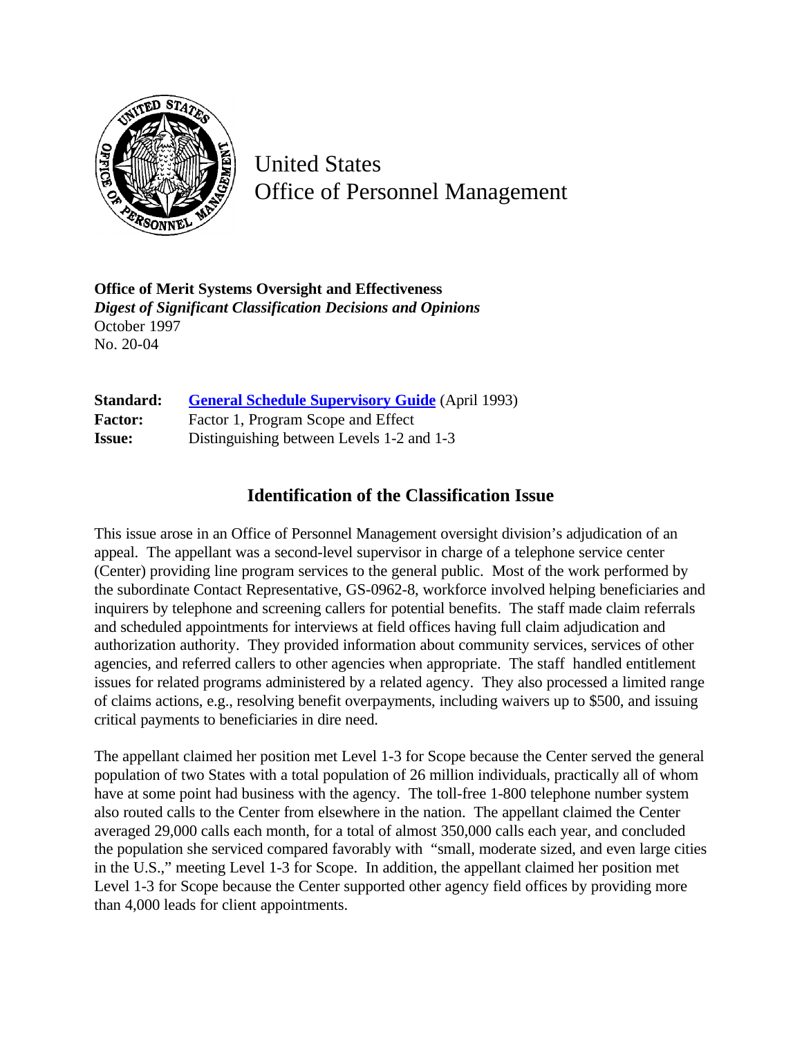United States
Office of Personnel Management

**Office of Merit Systems Oversight and Effectiveness**
***Digest of Significant Classification Decisions and Opinions***
October 1997
No. 20-04

| | |
|---|---|
| **Standard:** | **General Schedule Supervisory Guide** (April 1993) |
| **Factor:** | Factor 1, Program Scope and Effect |
| **Issue:** | Distinguishing between Levels 1-2 and 1-3 |

## Identification of the Classification Issue

This issue arose in an Office of Personnel Management oversight division's adjudication of an appeal. The appellant was a second-level supervisor in charge of a telephone service center (Center) providing line program services to the general public. Most of the work performed by the subordinate Contact Representative, GS-0962-8, workforce involved helping beneficiaries and inquirers by telephone and screening callers for potential benefits. The staff made claim referrals and scheduled appointments for interviews at field offices having full claim adjudication and authorization authority. They provided information about community services, services of other agencies, and referred callers to other agencies when appropriate. The staff handled entitlement issues for related programs administered by a related agency. They also processed a limited range of claims actions, e.g., resolving benefit overpayments, including waivers up to $500, and issuing critical payments to beneficiaries in dire need.

The appellant claimed her position met Level 1-3 for Scope because the Center served the general population of two States with a total population of 26 million individuals, practically all of whom have at some point had business with the agency. The toll-free 1-800 telephone number system also routed calls to the Center from elsewhere in the nation. The appellant claimed the Center averaged 29,000 calls each month, for a total of almost 350,000 calls each year, and concluded the population she serviced compared favorably with "small, moderate sized, and even large cities in the U.S.," meeting Level 1-3 for Scope. In addition, the appellant claimed her position met Level 1-3 for Scope because the Center supported other agency field offices by providing more than 4,000 leads for client appointments.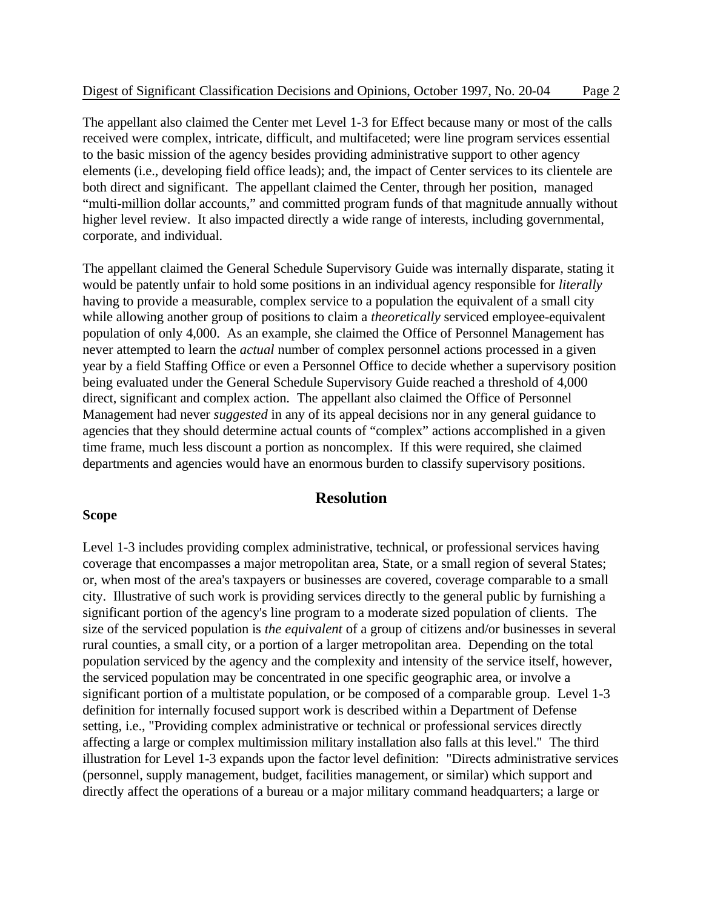The appellant also claimed the Center met Level 1-3 for Effect because many or most of the calls received were complex, intricate, difficult, and multifaceted; were line program services essential to the basic mission of the agency besides providing administrative support to other agency elements (i.e., developing field office leads); and, the impact of Center services to its clientele are both direct and significant. The appellant claimed the Center, through her position, managed "multi-million dollar accounts," and committed program funds of that magnitude annually without higher level review. It also impacted directly a wide range of interests, including governmental, corporate, and individual.

The appellant claimed the General Schedule Supervisory Guide was internally disparate, stating it would be patently unfair to hold some positions in an individual agency responsible for *literally* having to provide a measurable, complex service to a population the equivalent of a small city while allowing another group of positions to claim a *theoretically* serviced employee-equivalent population of only 4,000. As an example, she claimed the Office of Personnel Management has never attempted to learn the *actual* number of complex personnel actions processed in a given year by a field Staffing Office or even a Personnel Office to decide whether a supervisory position being evaluated under the General Schedule Supervisory Guide reached a threshold of 4,000 direct, significant and complex action. The appellant also claimed the Office of Personnel Management had never *suggested* in any of its appeal decisions nor in any general guidance to agencies that they should determine actual counts of "complex" actions accomplished in a given time frame, much less discount a portion as noncomplex. If this were required, she claimed departments and agencies would have an enormous burden to classify supervisory positions.

## Resolution

**Scope**

Level 1-3 includes providing complex administrative, technical, or professional services having coverage that encompasses a major metropolitan area, State, or a small region of several States; or, when most of the area's taxpayers or businesses are covered, coverage comparable to a small city. Illustrative of such work is providing services directly to the general public by furnishing a significant portion of the agency's line program to a moderate sized population of clients. The size of the serviced population is *the equivalent* of a group of citizens and/or businesses in several rural counties, a small city, or a portion of a larger metropolitan area. Depending on the total population serviced by the agency and the complexity and intensity of the service itself, however, the serviced population may be concentrated in one specific geographic area, or involve a significant portion of a multistate population, or be composed of a comparable group. Level 1-3 definition for internally focused support work is described within a Department of Defense setting, i.e., "Providing complex administrative or technical or professional services directly affecting a large or complex multimission military installation also falls at this level." The third illustration for Level 1-3 expands upon the factor level definition: "Directs administrative services (personnel, supply management, budget, facilities management, or similar) which support and directly affect the operations of a bureau or a major military command headquarters; a large or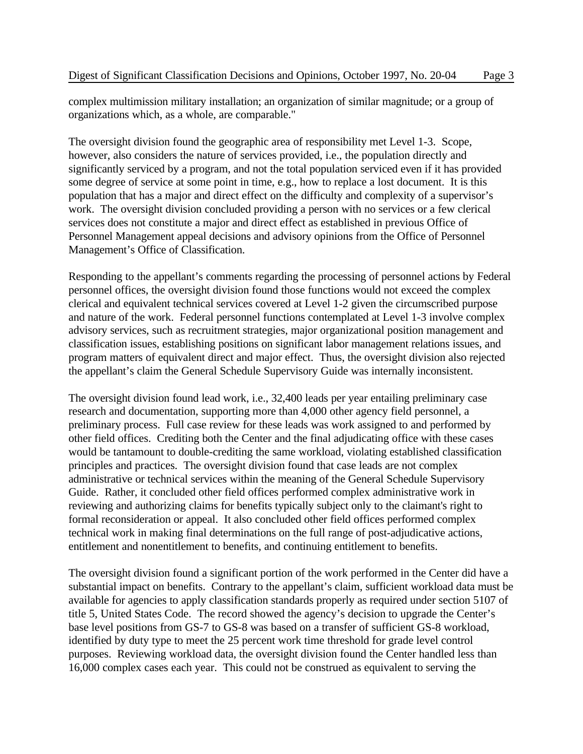complex multimission military installation; an organization of similar magnitude; or a group of organizations which, as a whole, are comparable."

The oversight division found the geographic area of responsibility met Level 1-3. Scope, however, also considers the nature of services provided, i.e., the population directly and significantly serviced by a program, and not the total population serviced even if it has provided some degree of service at some point in time, e.g., how to replace a lost document. It is this population that has a major and direct effect on the difficulty and complexity of a supervisor's work. The oversight division concluded providing a person with no services or a few clerical services does not constitute a major and direct effect as established in previous Office of Personnel Management appeal decisions and advisory opinions from the Office of Personnel Management's Office of Classification.

Responding to the appellant's comments regarding the processing of personnel actions by Federal personnel offices, the oversight division found those functions would not exceed the complex clerical and equivalent technical services covered at Level 1-2 given the circumscribed purpose and nature of the work. Federal personnel functions contemplated at Level 1-3 involve complex advisory services, such as recruitment strategies, major organizational position management and classification issues, establishing positions on significant labor management relations issues, and program matters of equivalent direct and major effect. Thus, the oversight division also rejected the appellant's claim the General Schedule Supervisory Guide was internally inconsistent.

The oversight division found lead work, i.e., 32,400 leads per year entailing preliminary case research and documentation, supporting more than 4,000 other agency field personnel, a preliminary process. Full case review for these leads was work assigned to and performed by other field offices. Crediting both the Center and the final adjudicating office with these cases would be tantamount to double-crediting the same workload, violating established classification principles and practices. The oversight division found that case leads are not complex administrative or technical services within the meaning of the General Schedule Supervisory Guide. Rather, it concluded other field offices performed complex administrative work in reviewing and authorizing claims for benefits typically subject only to the claimant's right to formal reconsideration or appeal. It also concluded other field offices performed complex technical work in making final determinations on the full range of post-adjudicative actions, entitlement and nonentitlement to benefits, and continuing entitlement to benefits.

The oversight division found a significant portion of the work performed in the Center did have a substantial impact on benefits. Contrary to the appellant's claim, sufficient workload data must be available for agencies to apply classification standards properly as required under section 5107 of title 5, United States Code. The record showed the agency's decision to upgrade the Center's base level positions from GS-7 to GS-8 was based on a transfer of sufficient GS-8 workload, identified by duty type to meet the 25 percent work time threshold for grade level control purposes. Reviewing workload data, the oversight division found the Center handled less than 16,000 complex cases each year. This could not be construed as equivalent to serving the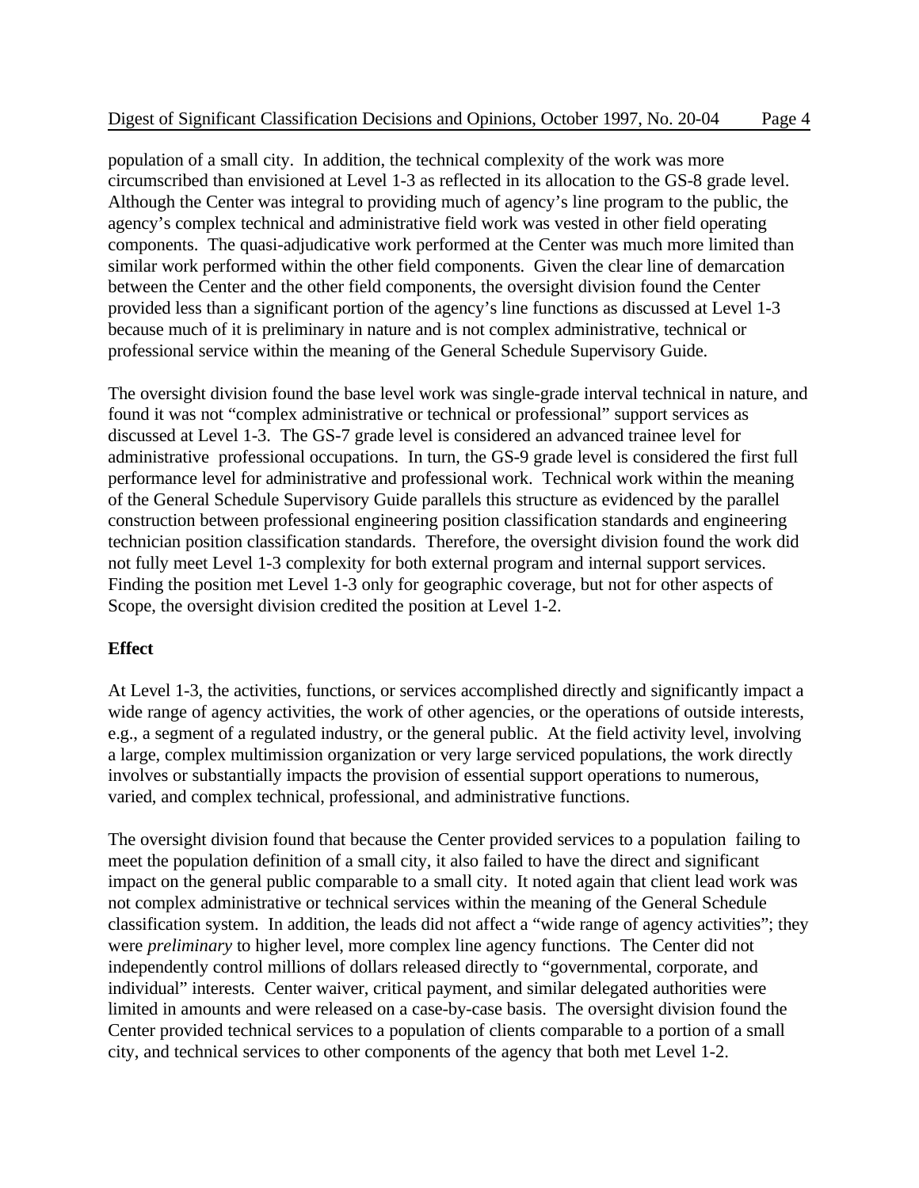population of a small city. In addition, the technical complexity of the work was more circumscribed than envisioned at Level 1-3 as reflected in its allocation to the GS-8 grade level. Although the Center was integral to providing much of agency's line program to the public, the agency's complex technical and administrative field work was vested in other field operating components. The quasi-adjudicative work performed at the Center was much more limited than similar work performed within the other field components. Given the clear line of demarcation between the Center and the other field components, the oversight division found the Center provided less than a significant portion of the agency's line functions as discussed at Level 1-3 because much of it is preliminary in nature and is not complex administrative, technical or professional service within the meaning of the General Schedule Supervisory Guide.

The oversight division found the base level work was single-grade interval technical in nature, and found it was not "complex administrative or technical or professional" support services as discussed at Level 1-3. The GS-7 grade level is considered an advanced trainee level for administrative professional occupations. In turn, the GS-9 grade level is considered the first full performance level for administrative and professional work. Technical work within the meaning of the General Schedule Supervisory Guide parallels this structure as evidenced by the parallel construction between professional engineering position classification standards and engineering technician position classification standards. Therefore, the oversight division found the work did not fully meet Level 1-3 complexity for both external program and internal support services. Finding the position met Level 1-3 only for geographic coverage, but not for other aspects of Scope, the oversight division credited the position at Level 1-2.

**Effect**

At Level 1-3, the activities, functions, or services accomplished directly and significantly impact a wide range of agency activities, the work of other agencies, or the operations of outside interests, e.g., a segment of a regulated industry, or the general public. At the field activity level, involving a large, complex multimission organization or very large serviced populations, the work directly involves or substantially impacts the provision of essential support operations to numerous, varied, and complex technical, professional, and administrative functions.

The oversight division found that because the Center provided services to a population failing to meet the population definition of a small city, it also failed to have the direct and significant impact on the general public comparable to a small city. It noted again that client lead work was not complex administrative or technical services within the meaning of the General Schedule classification system. In addition, the leads did not affect a "wide range of agency activities"; they were *preliminary* to higher level, more complex line agency functions. The Center did not independently control millions of dollars released directly to "governmental, corporate, and individual" interests. Center waiver, critical payment, and similar delegated authorities were limited in amounts and were released on a case-by-case basis. The oversight division found the Center provided technical services to a population of clients comparable to a portion of a small city, and technical services to other components of the agency that both met Level 1-2.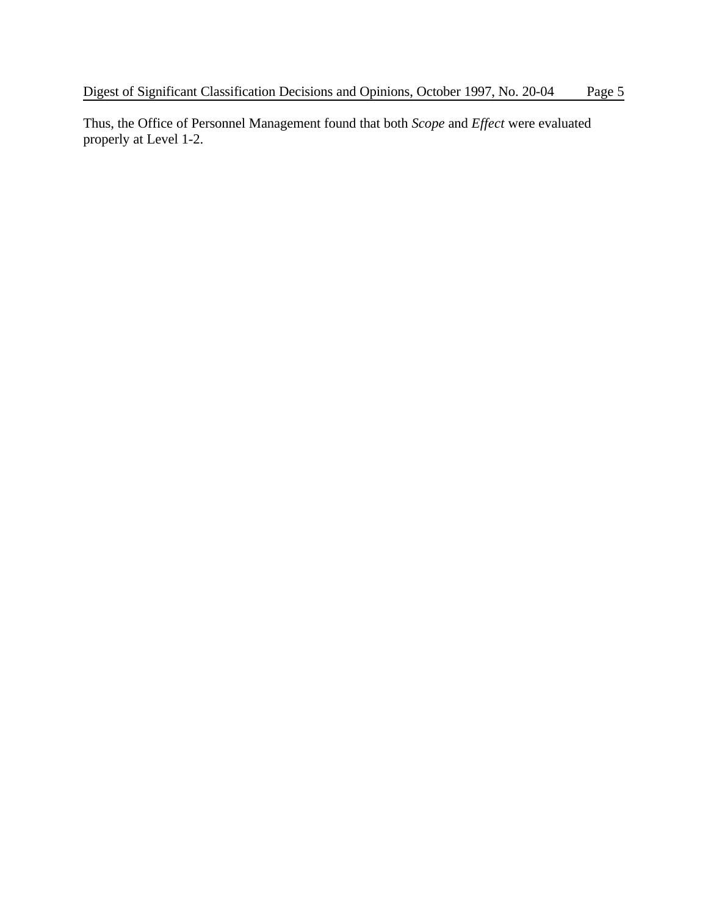Thus, the Office of Personnel Management found that both *Scope* and *Effect* were evaluated properly at Level 1-2.